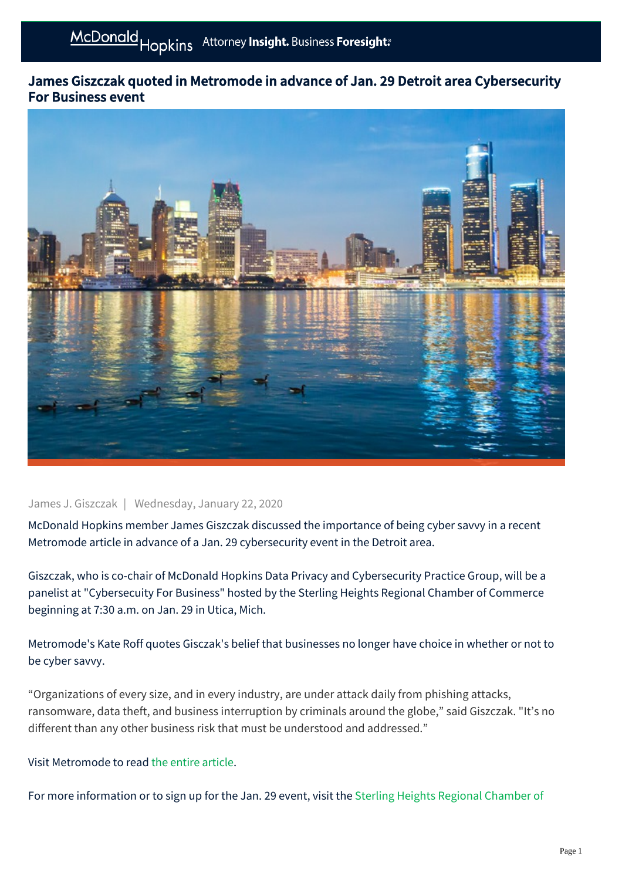# James Giszczak quoted in Metromode in advance of Jan. 29 Detroit area Cybersecurity For Business event

James J. Giszczak | Wednesday, January 22, 2020

McDonald Hopkins member James Giszczak discussed the importance of being cyber savvy in a recent Metromode article in advance of a Jan. 29 cybersecurity event in the Detroit area.

Giszczak, who is co-chair of McDonald Hopkins Data Privacy and Cybersecurity Practice Group, will be a panelist at "Cybersecuity For Business" hosted by the Sterling Heights Regional Chamber of Commerce beginning at 7:30 a.m. on Jan. 29 in Utica, Mich.

Metromode's Kate Roff quotes Gisczak's belief that businesses no longer have choice in whether or not to be cyber savvy.

“Organizations of every size, and in every industry, are under attack daily from phishing attacks, ransomware, data theft, and business interruption by criminals around the globe,” said Giszczak. "It’s no different than any other business risk that must be understood and addressed.”

Visit Metromode to read the entire article.

For more information or to sign up for the Jan. 29 event, visit the Sterling Heights Regional Chamber of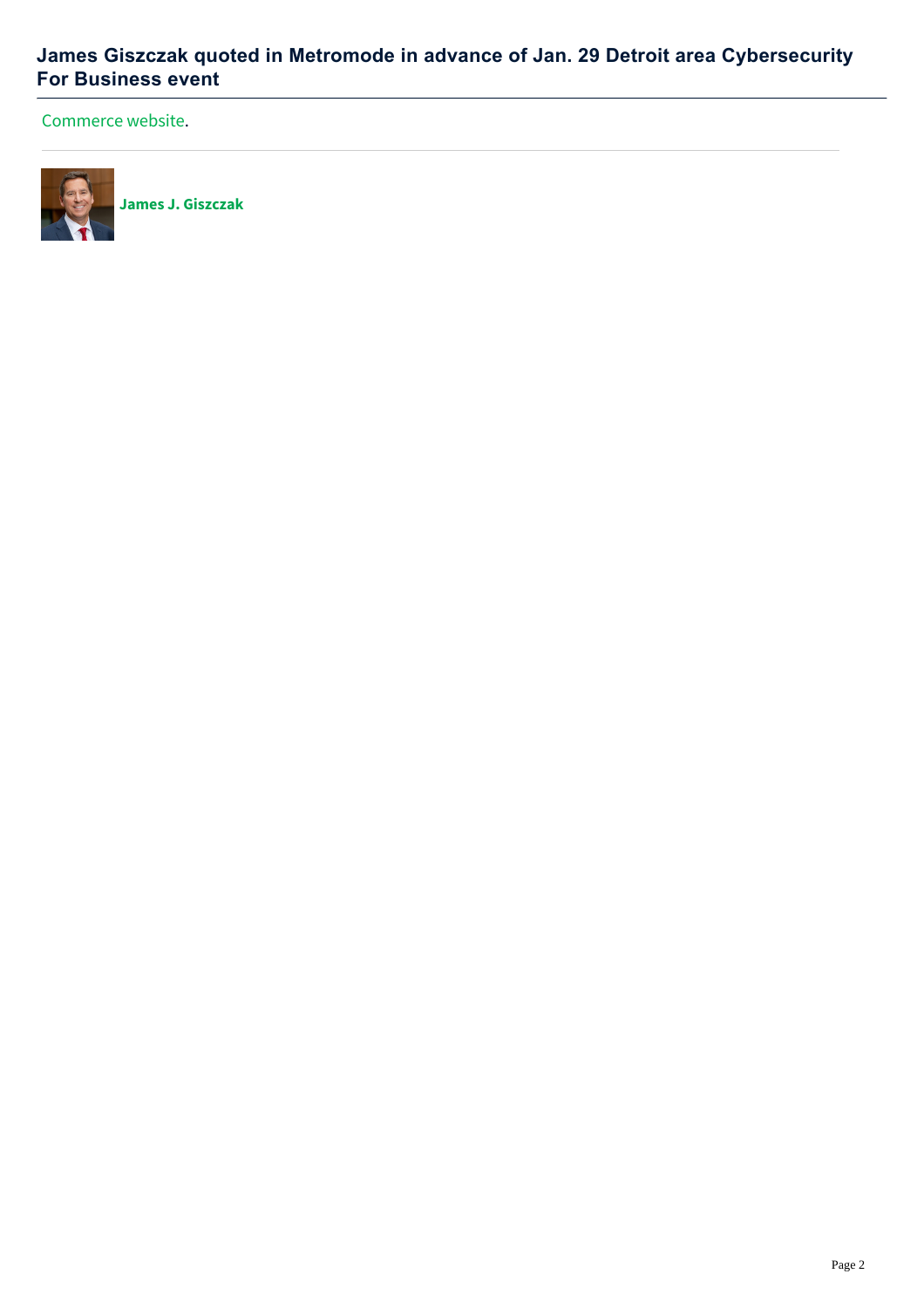Commerce website.

**James J. Giszczak**